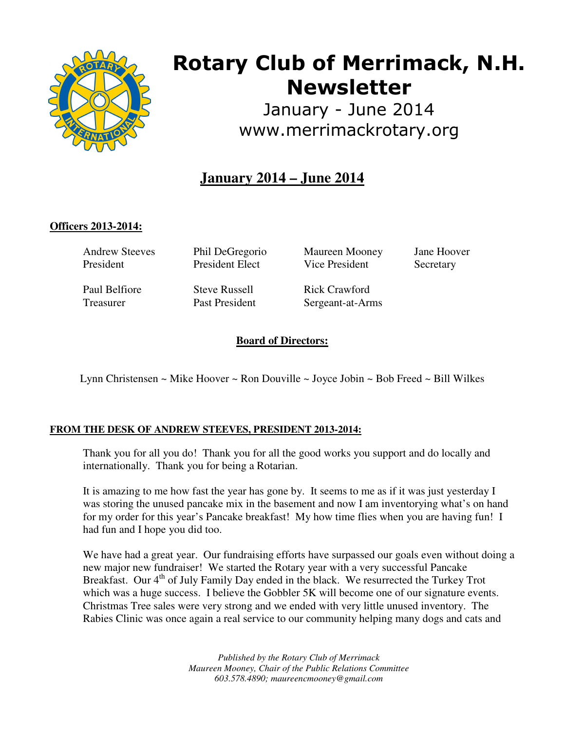# Rotary Club of Merrimack, N.H. Newsletter

January - June 2014
www.merrimackrotary.org

## January 2014 – June 2014

**Officers 2013-2014:**

| | | | |
|---|---|---|---|
| Andrew Steeves<br>President | Phil DeGregorio<br>President Elect | Maureen Mooney<br>Vice President | Jane Hoover<br>Secretary |
| Paul Belfiore<br>Treasurer | Steve Russell<br>Past President | Rick Crawford<br>Sergeant-at-Arms | |

**Board of Directors:**

Lynn Christensen ~ Mike Hoover ~ Ron Douville ~ Joyce Jobin ~ Bob Freed ~ Bill Wilkes

**FROM THE DESK OF ANDREW STEEVES, PRESIDENT 2013-2014:**

Thank you for all you do! Thank you for all the good works you support and do locally and internationally. Thank you for being a Rotarian.

It is amazing to me how fast the year has gone by. It seems to me as if it was just yesterday I was storing the unused pancake mix in the basement and now I am inventorying what's on hand for my order for this year's Pancake breakfast! My how time flies when you are having fun! I had fun and I hope you did too.

We have had a great year. Our fundraising efforts have surpassed our goals even without doing a new major new fundraiser! We started the Rotary year with a very successful Pancake Breakfast. Our 4th of July Family Day ended in the black. We resurrected the Turkey Trot which was a huge success. I believe the Gobbler 5K will become one of our signature events. Christmas Tree sales were very strong and we ended with very little unused inventory. The Rabies Clinic was once again a real service to our community helping many dogs and cats and

*Published by the Rotary Club of Merrimack*
*Maureen Mooney, Chair of the Public Relations Committee*
*603.578.4890; maureencmooney@gmail.com*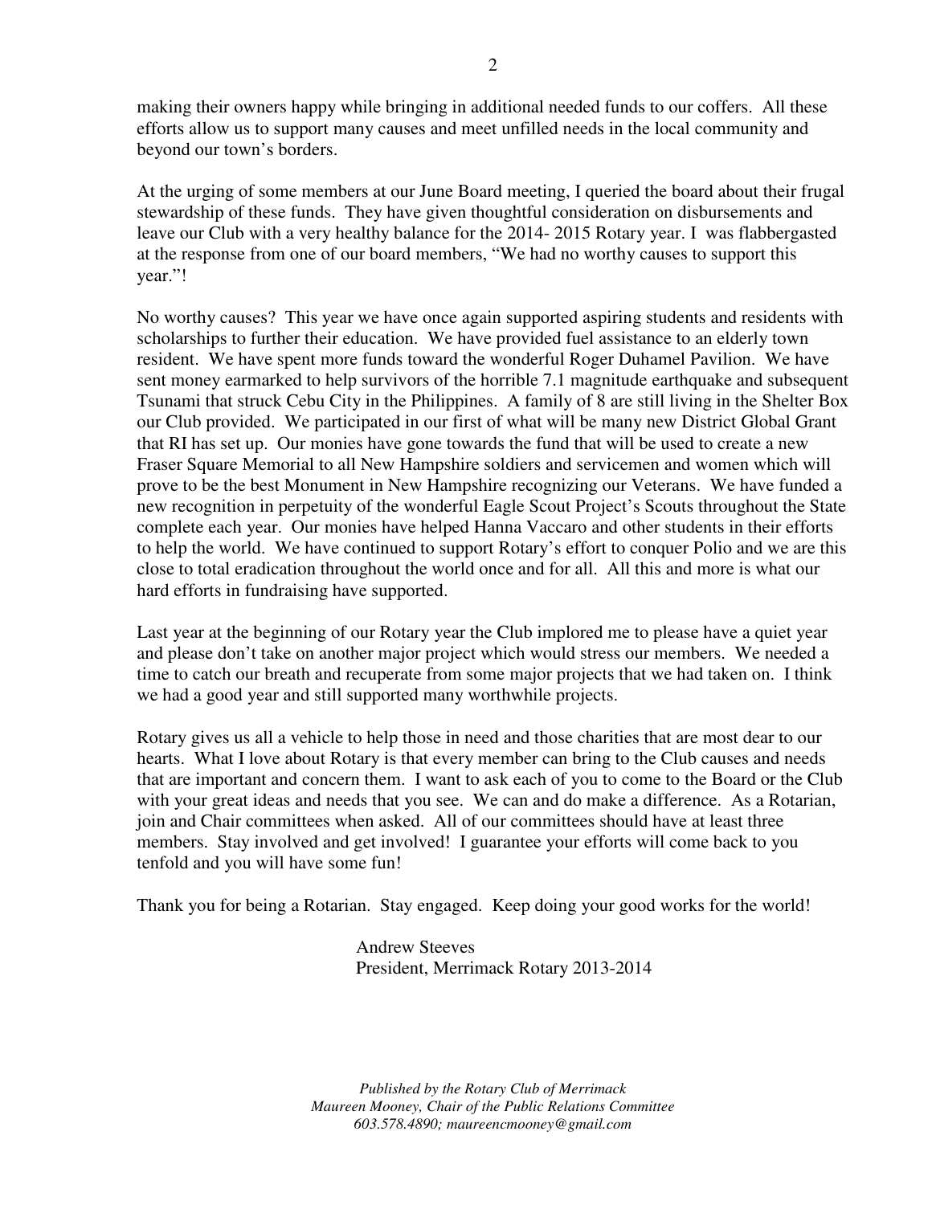making their owners happy while bringing in additional needed funds to our coffers. All these efforts allow us to support many causes and meet unfilled needs in the local community and beyond our town's borders.

At the urging of some members at our June Board meeting, I queried the board about their frugal stewardship of these funds. They have given thoughtful consideration on disbursements and leave our Club with a very healthy balance for the 2014- 2015 Rotary year. I was flabbergasted at the response from one of our board members, "We had no worthy causes to support this year."!

No worthy causes? This year we have once again supported aspiring students and residents with scholarships to further their education. We have provided fuel assistance to an elderly town resident. We have spent more funds toward the wonderful Roger Duhamel Pavilion. We have sent money earmarked to help survivors of the horrible 7.1 magnitude earthquake and subsequent Tsunami that struck Cebu City in the Philippines. A family of 8 are still living in the Shelter Box our Club provided. We participated in our first of what will be many new District Global Grant that RI has set up. Our monies have gone towards the fund that will be used to create a new Fraser Square Memorial to all New Hampshire soldiers and servicemen and women which will prove to be the best Monument in New Hampshire recognizing our Veterans. We have funded a new recognition in perpetuity of the wonderful Eagle Scout Project's Scouts throughout the State complete each year. Our monies have helped Hanna Vaccaro and other students in their efforts to help the world. We have continued to support Rotary's effort to conquer Polio and we are this close to total eradication throughout the world once and for all. All this and more is what our hard efforts in fundraising have supported.

Last year at the beginning of our Rotary year the Club implored me to please have a quiet year and please don't take on another major project which would stress our members. We needed a time to catch our breath and recuperate from some major projects that we had taken on. I think we had a good year and still supported many worthwhile projects.

Rotary gives us all a vehicle to help those in need and those charities that are most dear to our hearts. What I love about Rotary is that every member can bring to the Club causes and needs that are important and concern them. I want to ask each of you to come to the Board or the Club with your great ideas and needs that you see. We can and do make a difference. As a Rotarian, join and Chair committees when asked. All of our committees should have at least three members. Stay involved and get involved! I guarantee your efforts will come back to you tenfold and you will have some fun!

Thank you for being a Rotarian. Stay engaged. Keep doing your good works for the world!

Andrew Steeves
President, Merrimack Rotary 2013-2014

*Published by the Rotary Club of Merrimack*
*Maureen Mooney, Chair of the Public Relations Committee*
*603.578.4890; maureencmooney@gmail.com*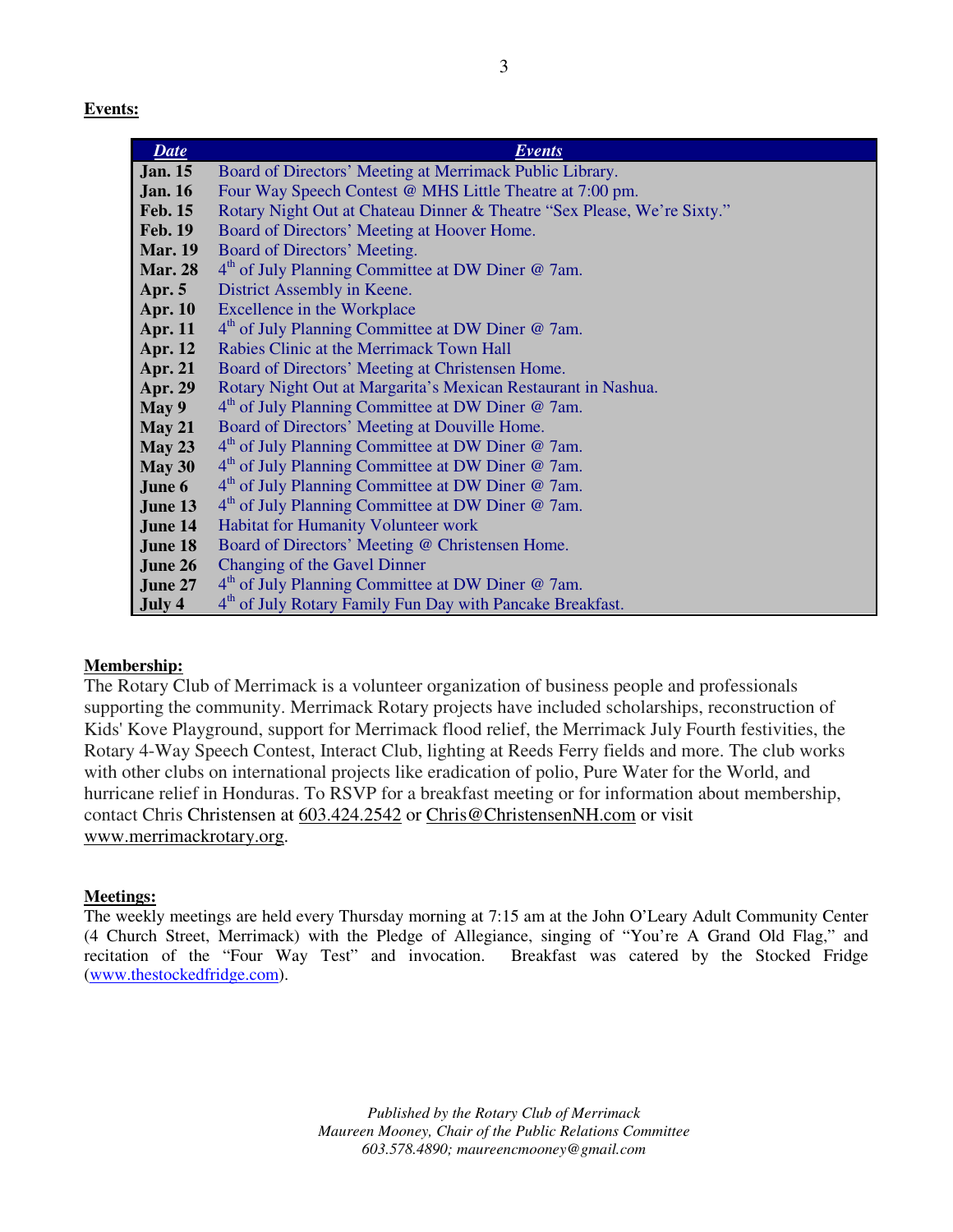**Events:**

| *Date* | *Events* |
|---|---|
| **Jan. 15** | Board of Directors' Meeting at Merrimack Public Library. |
| **Jan. 16** | Four Way Speech Contest @ MHS Little Theatre at 7:00 pm. |
| **Feb. 15** | Rotary Night Out at Chateau Dinner & Theatre "Sex Please, We're Sixty." |
| **Feb. 19** | Board of Directors' Meeting at Hoover Home. |
| **Mar. 19** | Board of Directors' Meeting. |
| **Mar. 28** | 4th of July Planning Committee at DW Diner @ 7am. |
| **Apr. 5** | District Assembly in Keene. |
| **Apr. 10** | Excellence in the Workplace |
| **Apr. 11** | 4th of July Planning Committee at DW Diner @ 7am. |
| **Apr. 12** | Rabies Clinic at the Merrimack Town Hall |
| **Apr. 21** | Board of Directors' Meeting at Christensen Home. |
| **Apr. 29** | Rotary Night Out at Margarita's Mexican Restaurant in Nashua. |
| **May 9** | 4th of July Planning Committee at DW Diner @ 7am. |
| **May 21** | Board of Directors' Meeting at Douville Home. |
| **May 23** | 4th of July Planning Committee at DW Diner @ 7am. |
| **May 30** | 4th of July Planning Committee at DW Diner @ 7am. |
| **June 6** | 4th of July Planning Committee at DW Diner @ 7am. |
| **June 13** | 4th of July Planning Committee at DW Diner @ 7am. |
| **June 14** | Habitat for Humanity Volunteer work |
| **June 18** | Board of Directors' Meeting @ Christensen Home. |
| **June 26** | Changing of the Gavel Dinner |
| **June 27** | 4th of July Planning Committee at DW Diner @ 7am. |
| **July 4** | 4th of July Rotary Family Fun Day with Pancake Breakfast. |

**Membership:**

The Rotary Club of Merrimack is a volunteer organization of business people and professionals supporting the community. Merrimack Rotary projects have included scholarships, reconstruction of Kids' Kove Playground, support for Merrimack flood relief, the Merrimack July Fourth festivities, the Rotary 4-Way Speech Contest, Interact Club, lighting at Reeds Ferry fields and more. The club works with other clubs on international projects like eradication of polio, Pure Water for the World, and hurricane relief in Honduras. To RSVP for a breakfast meeting or for information about membership, contact Chris Christensen at 603.424.2542 or Chris@ChristensenNH.com or visit www.merrimackrotary.org.

**Meetings:**

The weekly meetings are held every Thursday morning at 7:15 am at the John O'Leary Adult Community Center (4 Church Street, Merrimack) with the Pledge of Allegiance, singing of "You're A Grand Old Flag," and recitation of the "Four Way Test" and invocation. Breakfast was catered by the Stocked Fridge (www.thestockedfridge.com).

*Published by the Rotary Club of Merrimack*
*Maureen Mooney, Chair of the Public Relations Committee*
*603.578.4890; maureencmooney@gmail.com*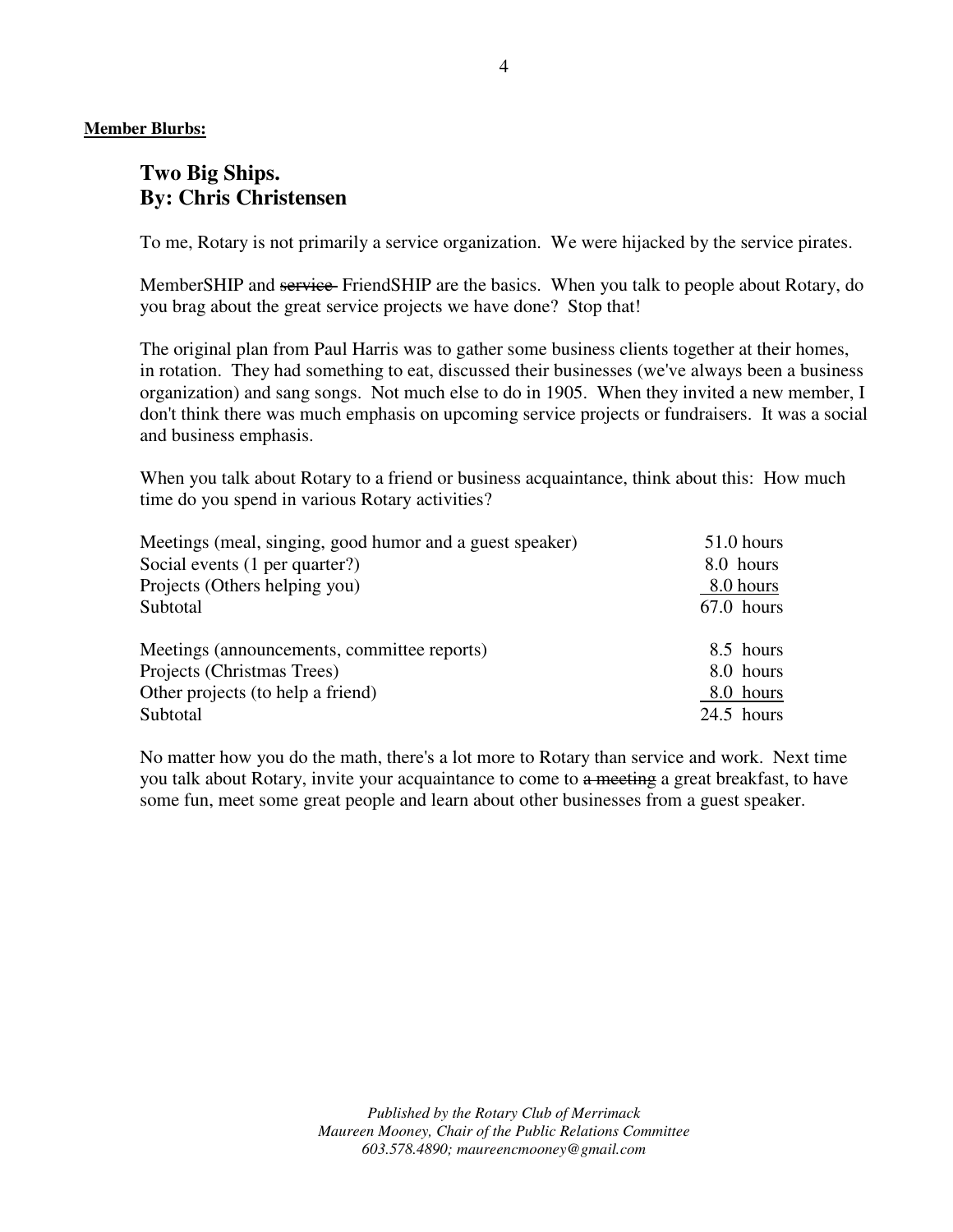**Member Blurbs:**

## Two Big Ships.
## By: Chris Christensen

To me, Rotary is not primarily a service organization. We were hijacked by the service pirates.

MemberSHIP and ~~service~~ FriendSHIP are the basics. When you talk to people about Rotary, do you brag about the great service projects we have done? Stop that!

The original plan from Paul Harris was to gather some business clients together at their homes, in rotation. They had something to eat, discussed their businesses (we've always been a business organization) and sang songs. Not much else to do in 1905. When they invited a new member, I don't think there was much emphasis on upcoming service projects or fundraisers. It was a social and business emphasis.

When you talk about Rotary to a friend or business acquaintance, think about this: How much time do you spend in various Rotary activities?

| Activity | Hours |
|---|---|
| Meetings (meal, singing, good humor and a guest speaker) | 51.0 hours |
| Social events (1 per quarter?) | 8.0 hours |
| Projects (Others helping you) | 8.0 hours |
| Subtotal | 67.0 hours |
| | |
| Meetings (announcements, committee reports) | 8.5 hours |
| Projects (Christmas Trees) | 8.0 hours |
| Other projects (to help a friend) | 8.0 hours |
| Subtotal | 24.5 hours |

No matter how you do the math, there's a lot more to Rotary than service and work. Next time you talk about Rotary, invite your acquaintance to come to ~~a meeting~~ a great breakfast, to have some fun, meet some great people and learn about other businesses from a guest speaker.

*Published by the Rotary Club of Merrimack*
*Maureen Mooney, Chair of the Public Relations Committee*
*603.578.4890; maureencmooney@gmail.com*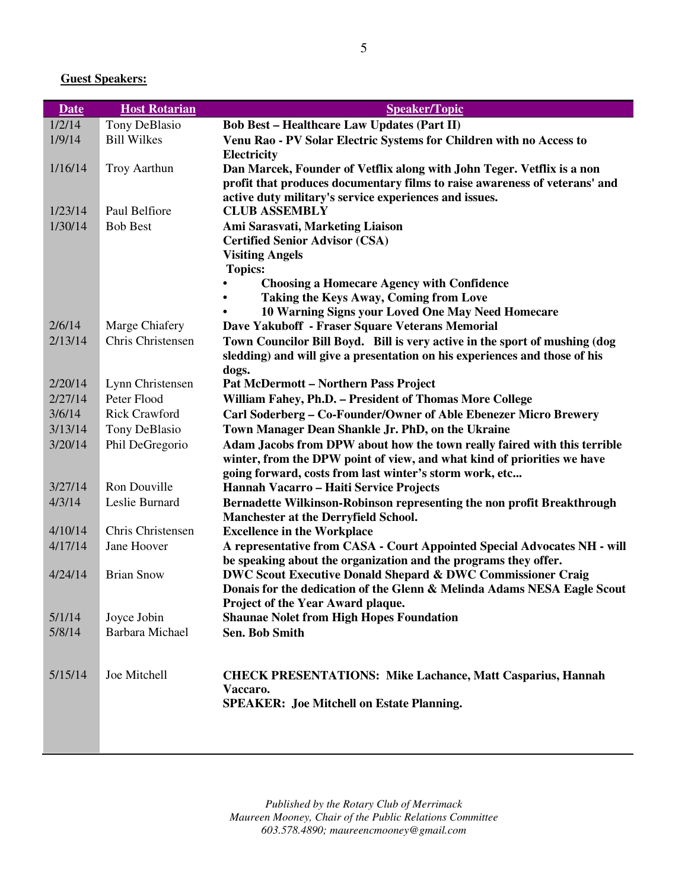**Guest Speakers:**

| Date | Host Rotarian | Speaker/Topic |
|---|---|---|
| 1/2/14 | Tony DeBlasio | **Bob Best – Healthcare Law Updates (Part II)** |
| 1/9/14 | Bill Wilkes | **Venu Rao - PV Solar Electric Systems for Children with no Access to Electricity** |
| 1/16/14 | Troy Aarthun | **Dan Marcek, Founder of Vetflix along with John Teger. Vetflix is a non profit that produces documentary films to raise awareness of veterans' and active duty military's service experiences and issues.** |
| 1/23/14 | Paul Belfiore | **CLUB ASSEMBLY** |
| 1/30/14 | Bob Best | **Ami Sarasvati, Marketing Liaison**<br>**Certified Senior Advisor (CSA)**<br>**Visiting Angels**<br>**Topics:**<br>• **Choosing a Homecare Agency with Confidence**<br>• **Taking the Keys Away, Coming from Love**<br>• **10 Warning Signs your Loved One May Need Homecare** |
| 2/6/14 | Marge Chiafery | **Dave Yakuboff - Fraser Square Veterans Memorial** |
| 2/13/14 | Chris Christensen | **Town Councilor Bill Boyd. Bill is very active in the sport of mushing (dog sledding) and will give a presentation on his experiences and those of his dogs.** |
| 2/20/14 | Lynn Christensen | **Pat McDermott – Northern Pass Project** |
| 2/27/14 | Peter Flood | **William Fahey, Ph.D. – President of Thomas More College** |
| 3/6/14 | Rick Crawford | **Carl Soderberg – Co-Founder/Owner of Able Ebenezer Micro Brewery** |
| 3/13/14 | Tony DeBlasio | **Town Manager Dean Shankle Jr. PhD, on the Ukraine** |
| 3/20/14 | Phil DeGregorio | **Adam Jacobs from DPW about how the town really faired with this terrible winter, from the DPW point of view, and what kind of priorities we have going forward, costs from last winter's storm work, etc...** |
| 3/27/14 | Ron Douville | **Hannah Vacarro – Haiti Service Projects** |
| 4/3/14 | Leslie Burnard | **Bernadette Wilkinson-Robinson representing the non profit Breakthrough Manchester at the Derryfield School.** |
| 4/10/14 | Chris Christensen | **Excellence in the Workplace** |
| 4/17/14 | Jane Hoover | **A representative from CASA - Court Appointed Special Advocates NH - will be speaking about the organization and the programs they offer.** |
| 4/24/14 | Brian Snow | **DWC Scout Executive Donald Shepard & DWC Commissioner Craig Donais for the dedication of the Glenn & Melinda Adams NESA Eagle Scout Project of the Year Award plaque.** |
| 5/1/14 | Joyce Jobin | **Shaunae Nolet from High Hopes Foundation** |
| 5/8/14 | Barbara Michael | **Sen. Bob Smith** |
| 5/15/14 | Joe Mitchell | **CHECK PRESENTATIONS: Mike Lachance, Matt Casparius, Hannah Vaccaro.**<br>**SPEAKER: Joe Mitchell on Estate Planning.** |

*Published by the Rotary Club of Merrimack*
*Maureen Mooney, Chair of the Public Relations Committee*
*603.578.4890; maureencmooney@gmail.com*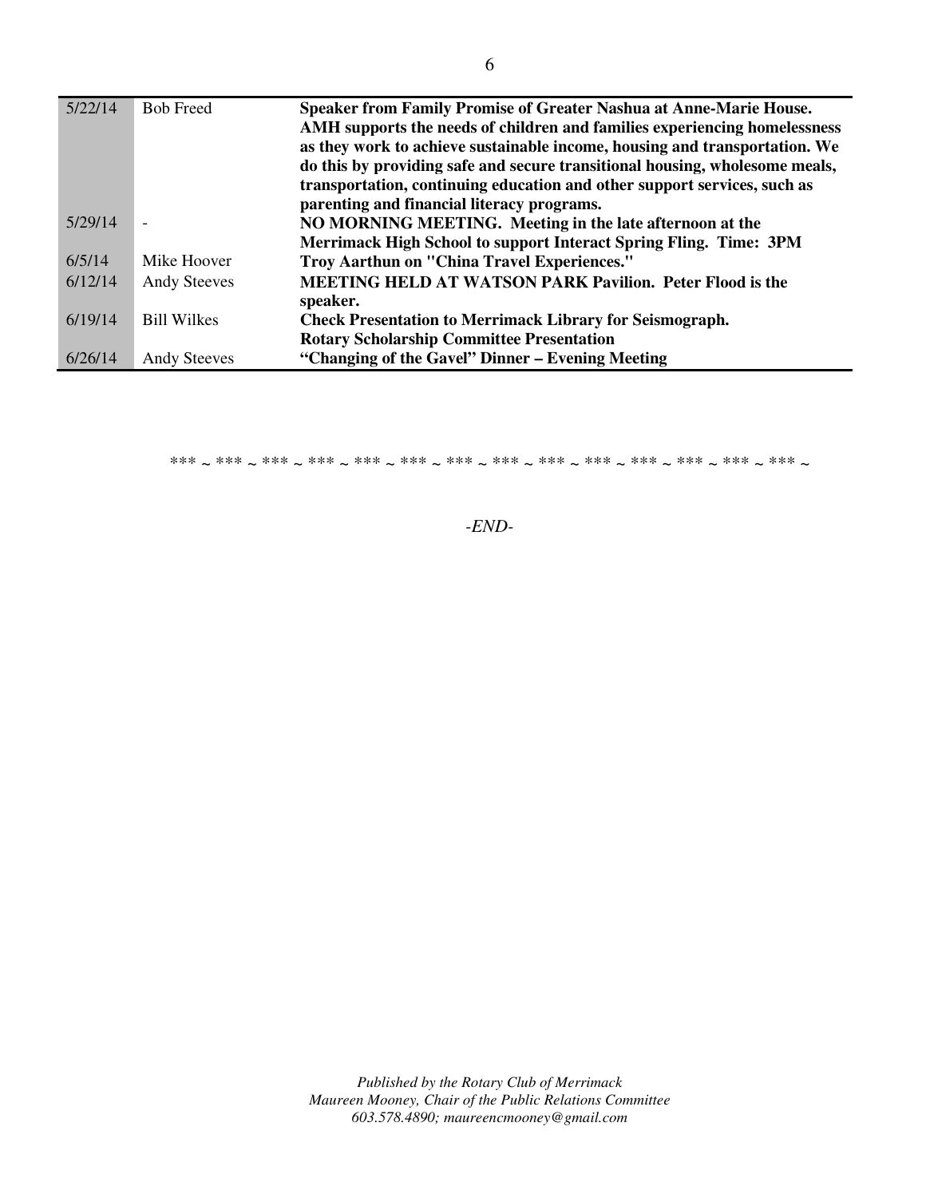| | | |
|---|---|---|
| 5/22/14 | Bob Freed | **Speaker from Family Promise of Greater Nashua at Anne-Marie House. AMH supports the needs of children and families experiencing homelessness as they work to achieve sustainable income, housing and transportation. We do this by providing safe and secure transitional housing, wholesome meals, transportation, continuing education and other support services, such as parenting and financial literacy programs.** |
| 5/29/14 | - | **NO MORNING MEETING. Meeting in the late afternoon at the Merrimack High School to support Interact Spring Fling. Time: 3PM** |
| 6/5/14 | Mike Hoover | **Troy Aarthun on "China Travel Experiences."** |
| 6/12/14 | Andy Steeves | **MEETING HELD AT WATSON PARK Pavilion. Peter Flood is the speaker.** |
| 6/19/14 | Bill Wilkes | **Check Presentation to Merrimack Library for Seismograph.** **Rotary Scholarship Committee Presentation** |
| 6/26/14 | Andy Steeves | **"Changing of the Gavel" Dinner – Evening Meeting** |

*** ~ *** ~ *** ~ *** ~ *** ~ *** ~ *** ~ *** ~ *** ~ *** ~ *** ~ *** ~ *** ~ *** ~

*-END-*

*Published by the Rotary Club of Merrimack*
*Maureen Mooney, Chair of the Public Relations Committee*
*603.578.4890; maureencmooney@gmail.com*